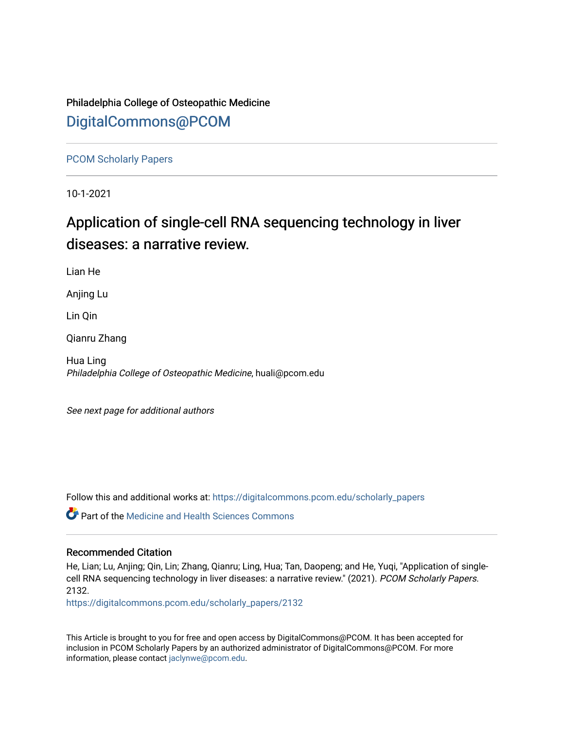Philadelphia College of Osteopathic Medicine

# DigitalCommons@PCOM

PCOM Scholarly Papers

10-1-2021

# Application of single-cell RNA sequencing technology in liver diseases: a narrative review.

Lian He

Anjing Lu

Lin Qin

Qianru Zhang

Hua Ling
*Philadelphia College of Osteopathic Medicine*, huali@pcom.edu

*See next page for additional authors*

Follow this and additional works at: https://digitalcommons.pcom.edu/scholarly_papers

Part of the Medicine and Health Sciences Commons

## Recommended Citation

He, Lian; Lu, Anjing; Qin, Lin; Zhang, Qianru; Ling, Hua; Tan, Daopeng; and He, Yuqi, "Application of single-cell RNA sequencing technology in liver diseases: a narrative review." (2021). *PCOM Scholarly Papers*. 2132.
https://digitalcommons.pcom.edu/scholarly_papers/2132

This Article is brought to you for free and open access by DigitalCommons@PCOM. It has been accepted for inclusion in PCOM Scholarly Papers by an authorized administrator of DigitalCommons@PCOM. For more information, please contact jaclynwe@pcom.edu.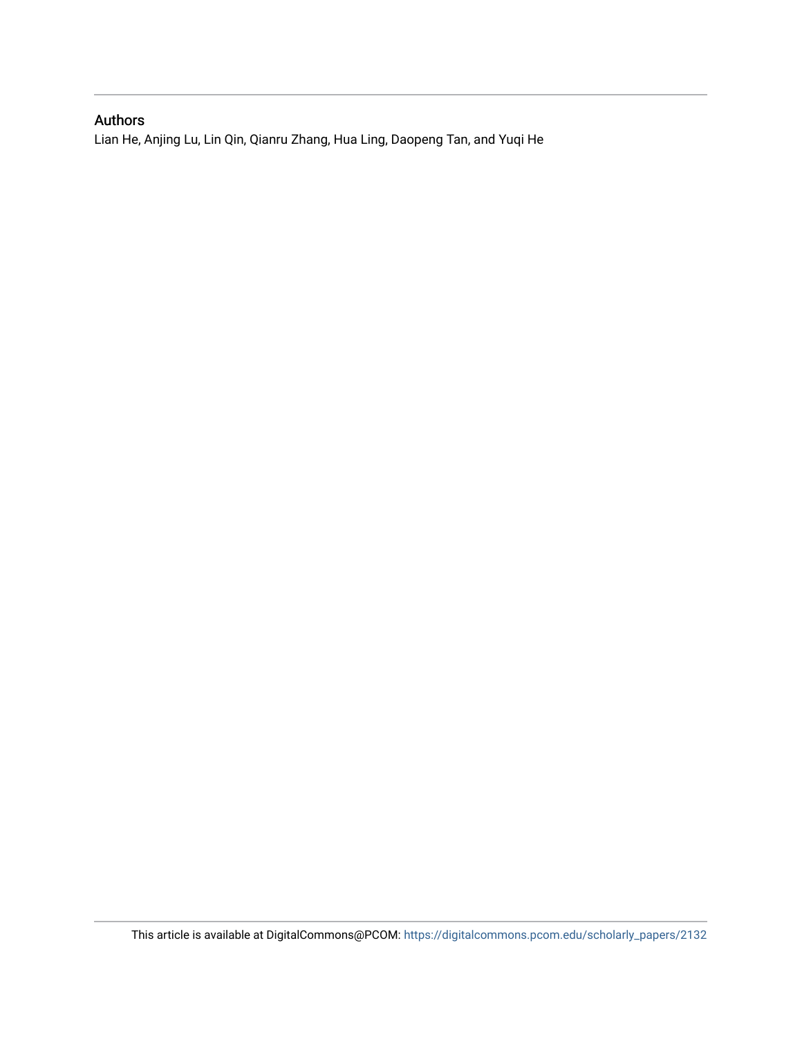## Authors

Lian He, Anjing Lu, Lin Qin, Qianru Zhang, Hua Ling, Daopeng Tan, and Yuqi He

This article is available at DigitalCommons@PCOM: https://digitalcommons.pcom.edu/scholarly_papers/2132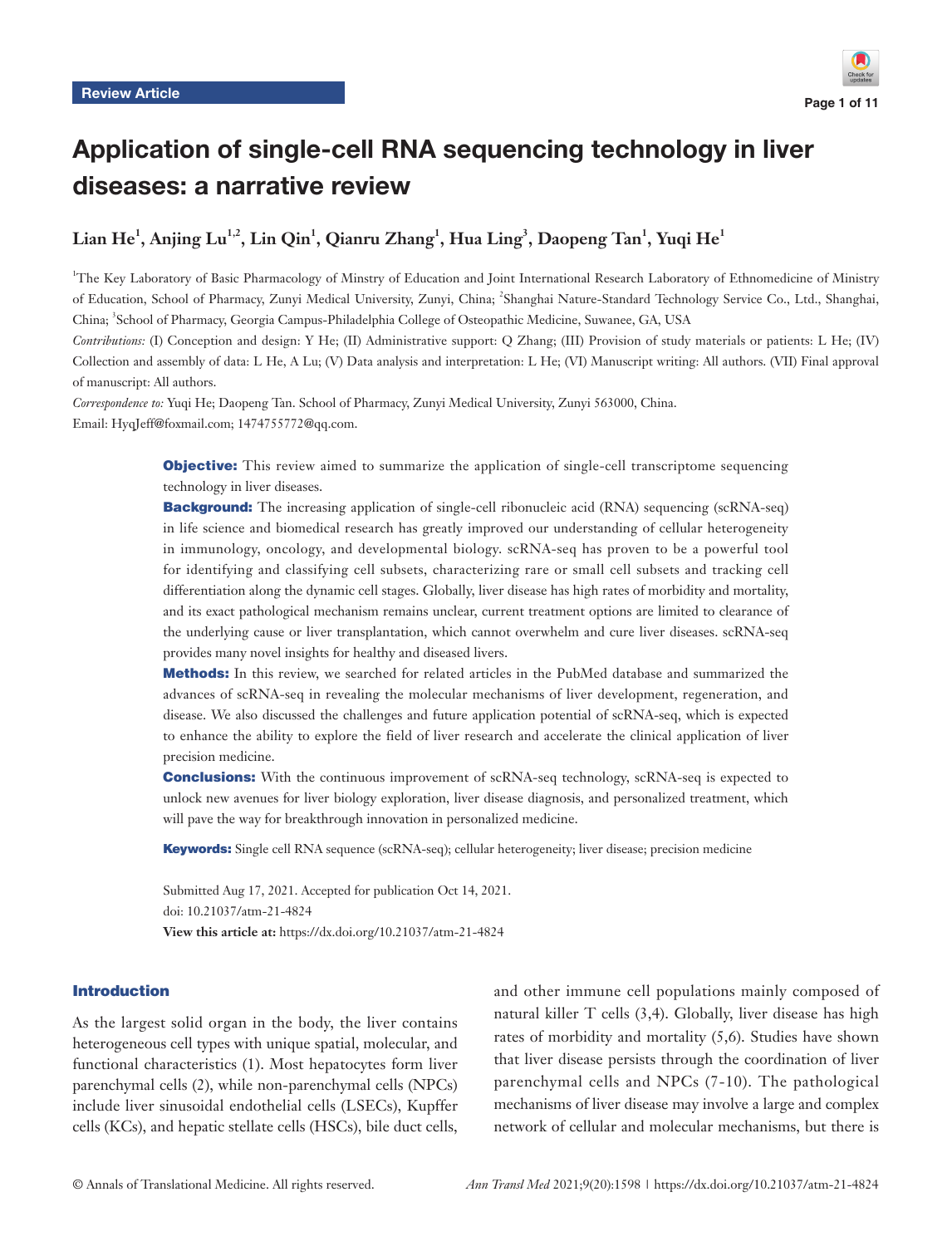Review Article

# Application of single-cell RNA sequencing technology in liver diseases: a narrative review

**Lian He[1], Anjing Lu[1,2], Lin Qin[1], Qianru Zhang[1], Hua Ling[3], Daopeng Tan[1], Yuqi He[1]**

[1]The Key Laboratory of Basic Pharmacology of Minstry of Education and Joint International Research Laboratory of Ethnomedicine of Ministry of Education, School of Pharmacy, Zunyi Medical University, Zunyi, China; [2]Shanghai Nature-Standard Technology Service Co., Ltd., Shanghai, China; [3]School of Pharmacy, Georgia Campus-Philadelphia College of Osteopathic Medicine, Suwanee, GA, USA

*Contributions:* (I) Conception and design: Y He; (II) Administrative support: Q Zhang; (III) Provision of study materials or patients: L He; (IV) Collection and assembly of data: L He, A Lu; (V) Data analysis and interpretation: L He; (VI) Manuscript writing: All authors. (VII) Final approval of manuscript: All authors.

*Correspondence to:* Yuqi He; Daopeng Tan. School of Pharmacy, Zunyi Medical University, Zunyi 563000, China. Email: HyqJeff@foxmail.com; 1474755772@qq.com.

**Objective:** This review aimed to summarize the application of single-cell transcriptome sequencing technology in liver diseases.

**Background:** The increasing application of single-cell ribonucleic acid (RNA) sequencing (scRNA-seq) in life science and biomedical research has greatly improved our understanding of cellular heterogeneity in immunology, oncology, and developmental biology. scRNA-seq has proven to be a powerful tool for identifying and classifying cell subsets, characterizing rare or small cell subsets and tracking cell differentiation along the dynamic cell stages. Globally, liver disease has high rates of morbidity and mortality, and its exact pathological mechanism remains unclear, current treatment options are limited to clearance of the underlying cause or liver transplantation, which cannot overwhelm and cure liver diseases. scRNA-seq provides many novel insights for healthy and diseased livers.

**Methods:** In this review, we searched for related articles in the PubMed database and summarized the advances of scRNA-seq in revealing the molecular mechanisms of liver development, regeneration, and disease. We also discussed the challenges and future application potential of scRNA-seq, which is expected to enhance the ability to explore the field of liver research and accelerate the clinical application of liver precision medicine.

**Conclusions:** With the continuous improvement of scRNA-seq technology, scRNA-seq is expected to unlock new avenues for liver biology exploration, liver disease diagnosis, and personalized treatment, which will pave the way for breakthrough innovation in personalized medicine.

**Keywords:** Single cell RNA sequence (scRNA-seq); cellular heterogeneity; liver disease; precision medicine

Submitted Aug 17, 2021. Accepted for publication Oct 14, 2021.
doi: 10.21037/atm-21-4824
**View this article at:** https://dx.doi.org/10.21037/atm-21-4824

## Introduction

As the largest solid organ in the body, the liver contains heterogeneous cell types with unique spatial, molecular, and functional characteristics (1). Most hepatocytes form liver parenchymal cells (2), while non-parenchymal cells (NPCs) include liver sinusoidal endothelial cells (LSECs), Kupffer cells (KCs), and hepatic stellate cells (HSCs), bile duct cells, and other immune cell populations mainly composed of natural killer T cells (3,4). Globally, liver disease has high rates of morbidity and mortality (5,6). Studies have shown that liver disease persists through the coordination of liver parenchymal cells and NPCs (7-10). The pathological mechanisms of liver disease may involve a large and complex network of cellular and molecular mechanisms, but there is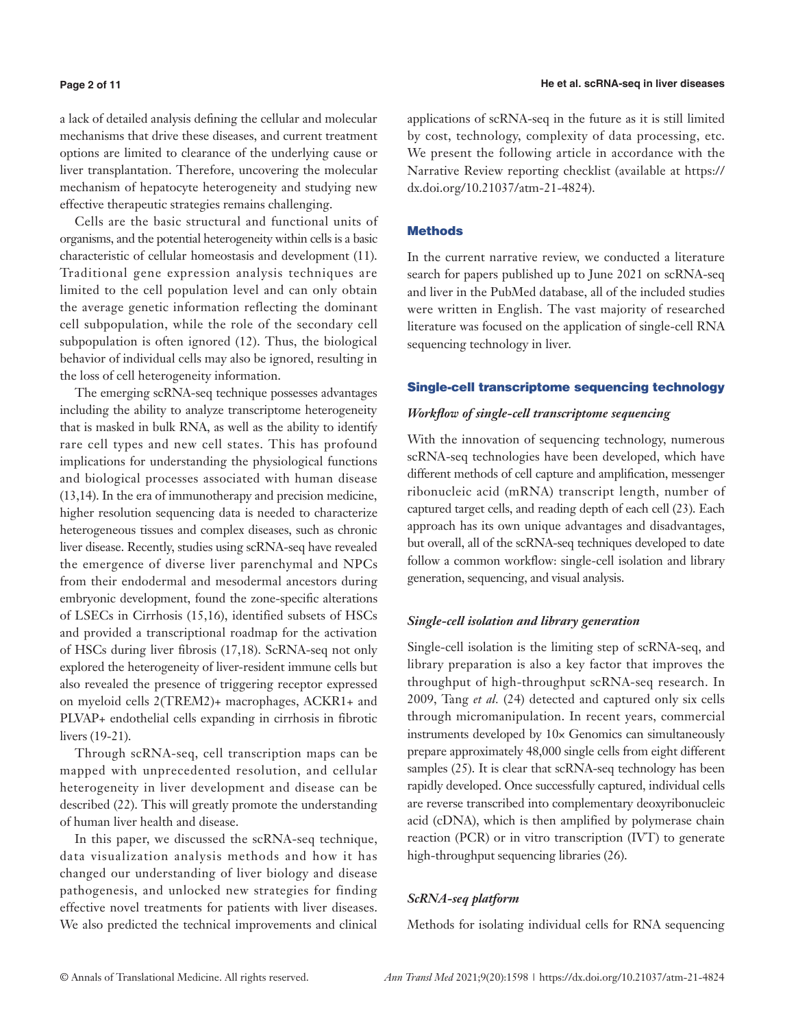a lack of detailed analysis defining the cellular and molecular mechanisms that drive these diseases, and current treatment options are limited to clearance of the underlying cause or liver transplantation. Therefore, uncovering the molecular mechanism of hepatocyte heterogeneity and studying new effective therapeutic strategies remains challenging.

Cells are the basic structural and functional units of organisms, and the potential heterogeneity within cells is a basic characteristic of cellular homeostasis and development (11). Traditional gene expression analysis techniques are limited to the cell population level and can only obtain the average genetic information reflecting the dominant cell subpopulation, while the role of the secondary cell subpopulation is often ignored (12). Thus, the biological behavior of individual cells may also be ignored, resulting in the loss of cell heterogeneity information.

The emerging scRNA-seq technique possesses advantages including the ability to analyze transcriptome heterogeneity that is masked in bulk RNA, as well as the ability to identify rare cell types and new cell states. This has profound implications for understanding the physiological functions and biological processes associated with human disease (13,14). In the era of immunotherapy and precision medicine, higher resolution sequencing data is needed to characterize heterogeneous tissues and complex diseases, such as chronic liver disease. Recently, studies using scRNA-seq have revealed the emergence of diverse liver parenchymal and NPCs from their endodermal and mesodermal ancestors during embryonic development, found the zone-specific alterations of LSECs in Cirrhosis (15,16), identified subsets of HSCs and provided a transcriptional roadmap for the activation of HSCs during liver fibrosis (17,18). ScRNA-seq not only explored the heterogeneity of liver-resident immune cells but also revealed the presence of triggering receptor expressed on myeloid cells 2(TREM2)+ macrophages, ACKR1+ and PLVAP+ endothelial cells expanding in cirrhosis in fibrotic livers (19-21).

Through scRNA-seq, cell transcription maps can be mapped with unprecedented resolution, and cellular heterogeneity in liver development and disease can be described (22). This will greatly promote the understanding of human liver health and disease.

In this paper, we discussed the scRNA-seq technique, data visualization analysis methods and how it has changed our understanding of liver biology and disease pathogenesis, and unlocked new strategies for finding effective novel treatments for patients with liver diseases. We also predicted the technical improvements and clinical applications of scRNA-seq in the future as it is still limited by cost, technology, complexity of data processing, etc. We present the following article in accordance with the Narrative Review reporting checklist (available at https://dx.doi.org/10.21037/atm-21-4824).

## Methods

In the current narrative review, we conducted a literature search for papers published up to June 2021 on scRNA-seq and liver in the PubMed database, all of the included studies were written in English. The vast majority of researched literature was focused on the application of single-cell RNA sequencing technology in liver.

## Single-cell transcriptome sequencing technology

### *Workflow of single-cell transcriptome sequencing*

With the innovation of sequencing technology, numerous scRNA-seq technologies have been developed, which have different methods of cell capture and amplification, messenger ribonucleic acid (mRNA) transcript length, number of captured target cells, and reading depth of each cell (23). Each approach has its own unique advantages and disadvantages, but overall, all of the scRNA-seq techniques developed to date follow a common workflow: single-cell isolation and library generation, sequencing, and visual analysis.

### *Single-cell isolation and library generation*

Single-cell isolation is the limiting step of scRNA-seq, and library preparation is also a key factor that improves the throughput of high-throughput scRNA-seq research. In 2009, Tang *et al.* (24) detected and captured only six cells through micromanipulation. In recent years, commercial instruments developed by 10× Genomics can simultaneously prepare approximately 48,000 single cells from eight different samples (25). It is clear that scRNA-seq technology has been rapidly developed. Once successfully captured, individual cells are reverse transcribed into complementary deoxyribonucleic acid (cDNA), which is then amplified by polymerase chain reaction (PCR) or in vitro transcription (IVT) to generate high-throughput sequencing libraries (26).

### *ScRNA-seq platform*

Methods for isolating individual cells for RNA sequencing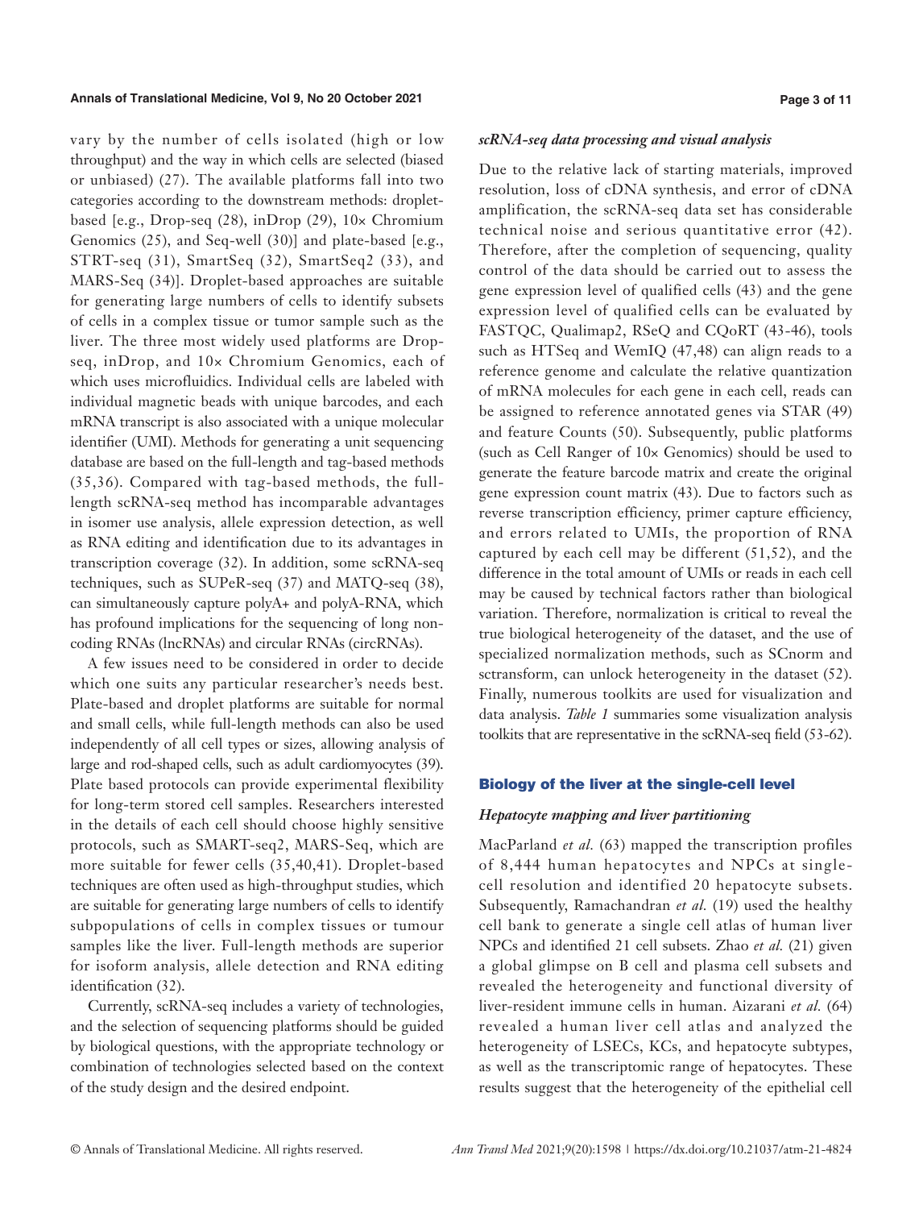vary by the number of cells isolated (high or low throughput) and the way in which cells are selected (biased or unbiased) (27). The available platforms fall into two categories according to the downstream methods: droplet-based [e.g., Drop-seq (28), inDrop (29), 10× Chromium Genomics (25), and Seq-well (30)] and plate-based [e.g., STRT-seq (31), SmartSeq (32), SmartSeq2 (33), and MARS-Seq (34)]. Droplet-based approaches are suitable for generating large numbers of cells to identify subsets of cells in a complex tissue or tumor sample such as the liver. The three most widely used platforms are Drop-seq, inDrop, and 10× Chromium Genomics, each of which uses microfluidics. Individual cells are labeled with individual magnetic beads with unique barcodes, and each mRNA transcript is also associated with a unique molecular identifier (UMI). Methods for generating a unit sequencing database are based on the full-length and tag-based methods (35,36). Compared with tag-based methods, the full-length scRNA-seq method has incomparable advantages in isomer use analysis, allele expression detection, as well as RNA editing and identification due to its advantages in transcription coverage (32). In addition, some scRNA-seq techniques, such as SUPeR-seq (37) and MATQ-seq (38), can simultaneously capture polyA+ and polyA-RNA, which has profound implications for the sequencing of long non-coding RNAs (lncRNAs) and circular RNAs (circRNAs).

A few issues need to be considered in order to decide which one suits any particular researcher's needs best. Plate-based and droplet platforms are suitable for normal and small cells, while full-length methods can also be used independently of all cell types or sizes, allowing analysis of large and rod-shaped cells, such as adult cardiomyocytes (39). Plate based protocols can provide experimental flexibility for long-term stored cell samples. Researchers interested in the details of each cell should choose highly sensitive protocols, such as SMART-seq2, MARS-Seq, which are more suitable for fewer cells (35,40,41). Droplet-based techniques are often used as high-throughput studies, which are suitable for generating large numbers of cells to identify subpopulations of cells in complex tissues or tumour samples like the liver. Full-length methods are superior for isoform analysis, allele detection and RNA editing identification (32).

Currently, scRNA-seq includes a variety of technologies, and the selection of sequencing platforms should be guided by biological questions, with the appropriate technology or combination of technologies selected based on the context of the study design and the desired endpoint.

### *scRNA-seq data processing and visual analysis*

Due to the relative lack of starting materials, improved resolution, loss of cDNA synthesis, and error of cDNA amplification, the scRNA-seq data set has considerable technical noise and serious quantitative error (42). Therefore, after the completion of sequencing, quality control of the data should be carried out to assess the gene expression level of qualified cells (43) and the gene expression level of qualified cells can be evaluated by FASTQC, Qualimap2, RSeQ and CQoRT (43-46), tools such as HTSeq and WemIQ (47,48) can align reads to a reference genome and calculate the relative quantization of mRNA molecules for each gene in each cell, reads can be assigned to reference annotated genes via STAR (49) and feature Counts (50). Subsequently, public platforms (such as Cell Ranger of 10× Genomics) should be used to generate the feature barcode matrix and create the original gene expression count matrix (43). Due to factors such as reverse transcription efficiency, primer capture efficiency, and errors related to UMIs, the proportion of RNA captured by each cell may be different (51,52), and the difference in the total amount of UMIs or reads in each cell may be caused by technical factors rather than biological variation. Therefore, normalization is critical to reveal the true biological heterogeneity of the dataset, and the use of specialized normalization methods, such as SCnorm and sctransform, can unlock heterogeneity in the dataset (52). Finally, numerous toolkits are used for visualization and data analysis. *Table 1* summaries some visualization analysis toolkits that are representative in the scRNA-seq field (53-62).

## Biology of the liver at the single-cell level

### *Hepatocyte mapping and liver partitioning*

MacParland *et al.* (63) mapped the transcription profiles of 8,444 human hepatocytes and NPCs at single-cell resolution and identified 20 hepatocyte subsets. Subsequently, Ramachandran *et al.* (19) used the healthy cell bank to generate a single cell atlas of human liver NPCs and identified 21 cell subsets. Zhao *et al.* (21) given a global glimpse on B cell and plasma cell subsets and revealed the heterogeneity and functional diversity of liver-resident immune cells in human. Aizarani *et al.* (64) revealed a human liver cell atlas and analyzed the heterogeneity of LSECs, KCs, and hepatocyte subtypes, as well as the transcriptomic range of hepatocytes. These results suggest that the heterogeneity of the epithelial cell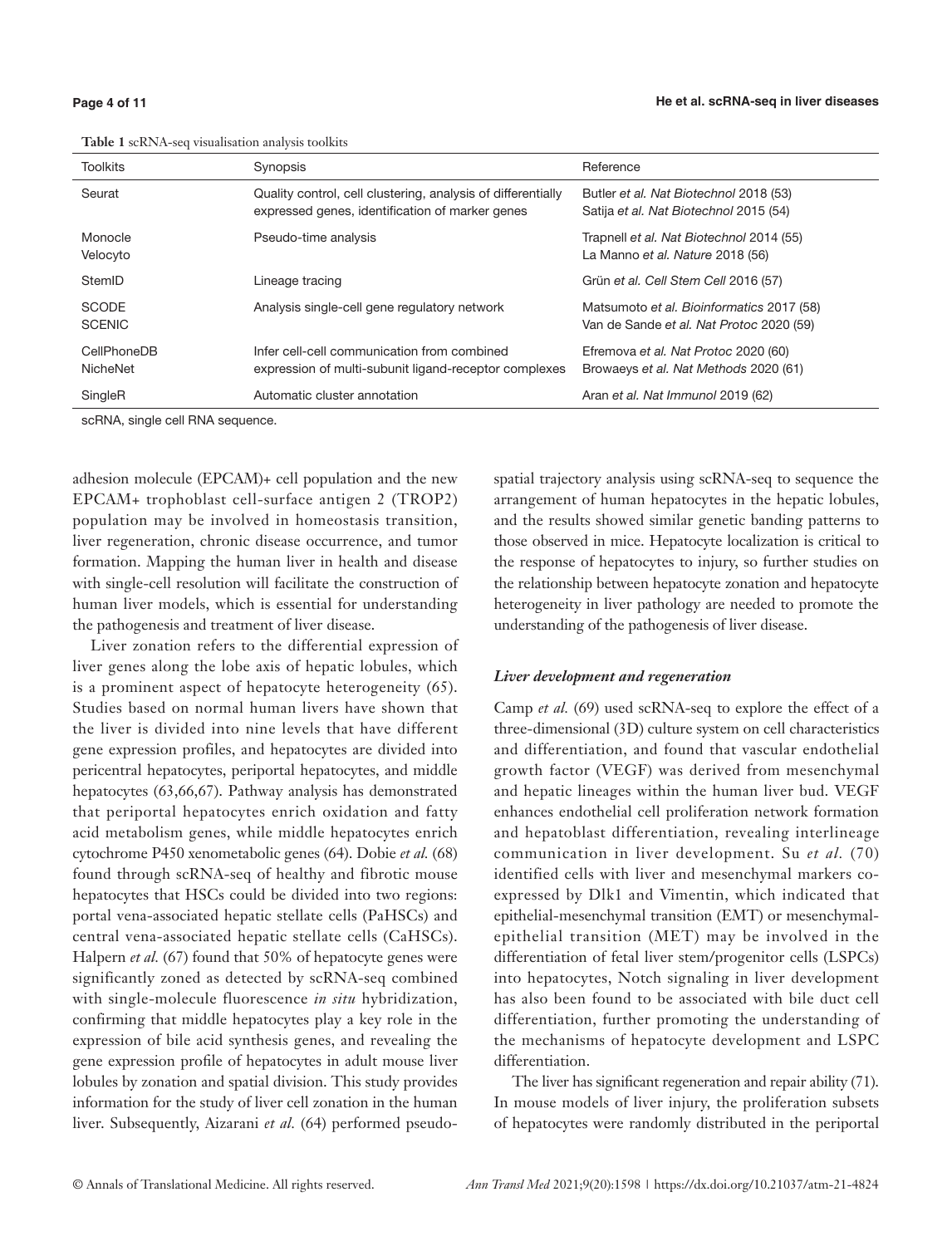**Table 1** scRNA-seq visualisation analysis toolkits

| Toolkits | Synopsis | Reference |
|---|---|---|
| Seurat | Quality control, cell clustering, analysis of differentially expressed genes, identification of marker genes | Butler *et al. Nat Biotechnol* 2018 (53)<br>Satija *et al. Nat Biotechnol* 2015 (54) |
| Monocle<br>Velocyto | Pseudo-time analysis | Trapnell *et al. Nat Biotechnol* 2014 (55)<br>La Manno *et al. Nature* 2018 (56) |
| StemID | Lineage tracing | Grün *et al. Cell Stem Cell* 2016 (57) |
| SCODE<br>SCENIC | Analysis single-cell gene regulatory network | Matsumoto *et al. Bioinformatics* 2017 (58)<br>Van de Sande *et al. Nat Protoc* 2020 (59) |
| CellPhoneDB<br>NicheNet | Infer cell-cell communication from combined expression of multi-subunit ligand-receptor complexes | Efremova *et al. Nat Protoc* 2020 (60)<br>Browaeys *et al. Nat Methods* 2020 (61) |
| SingleR | Automatic cluster annotation | Aran *et al. Nat Immunol* 2019 (62) |

scRNA, single cell RNA sequence.

adhesion molecule (EPCAM)+ cell population and the new EPCAM+ trophoblast cell-surface antigen 2 (TROP2) population may be involved in homeostasis transition, liver regeneration, chronic disease occurrence, and tumor formation. Mapping the human liver in health and disease with single-cell resolution will facilitate the construction of human liver models, which is essential for understanding the pathogenesis and treatment of liver disease.

Liver zonation refers to the differential expression of liver genes along the lobe axis of hepatic lobules, which is a prominent aspect of hepatocyte heterogeneity (65). Studies based on normal human livers have shown that the liver is divided into nine levels that have different gene expression profiles, and hepatocytes are divided into pericentral hepatocytes, periportal hepatocytes, and middle hepatocytes (63,66,67). Pathway analysis has demonstrated that periportal hepatocytes enrich oxidation and fatty acid metabolism genes, while middle hepatocytes enrich cytochrome P450 xenometabolic genes (64). Dobie *et al.* (68) found through scRNA-seq of healthy and fibrotic mouse hepatocytes that HSCs could be divided into two regions: portal vena-associated hepatic stellate cells (PaHSCs) and central vena-associated hepatic stellate cells (CaHSCs). Halpern *et al.* (67) found that 50% of hepatocyte genes were significantly zoned as detected by scRNA-seq combined with single-molecule fluorescence *in situ* hybridization, confirming that middle hepatocytes play a key role in the expression of bile acid synthesis genes, and revealing the gene expression profile of hepatocytes in adult mouse liver lobules by zonation and spatial division. This study provides information for the study of liver cell zonation in the human liver. Subsequently, Aizarani *et al.* (64) performed pseudo-spatial trajectory analysis using scRNA-seq to sequence the arrangement of human hepatocytes in the hepatic lobules, and the results showed similar genetic banding patterns to those observed in mice. Hepatocyte localization is critical to the response of hepatocytes to injury, so further studies on the relationship between hepatocyte zonation and hepatocyte heterogeneity in liver pathology are needed to promote the understanding of the pathogenesis of liver disease.

### *Liver development and regeneration*

Camp *et al.* (69) used scRNA-seq to explore the effect of a three-dimensional (3D) culture system on cell characteristics and differentiation, and found that vascular endothelial growth factor (VEGF) was derived from mesenchymal and hepatic lineages within the human liver bud. VEGF enhances endothelial cell proliferation network formation and hepatoblast differentiation, revealing interlineage communication in liver development. Su *et al.* (70) identified cells with liver and mesenchymal markers co-expressed by Dlk1 and Vimentin, which indicated that epithelial-mesenchymal transition (EMT) or mesenchymal-epithelial transition (MET) may be involved in the differentiation of fetal liver stem/progenitor cells (LSPCs) into hepatocytes, Notch signaling in liver development has also been found to be associated with bile duct cell differentiation, further promoting the understanding of the mechanisms of hepatocyte development and LSPC differentiation.

The liver has significant regeneration and repair ability (71). In mouse models of liver injury, the proliferation subsets of hepatocytes were randomly distributed in the periportal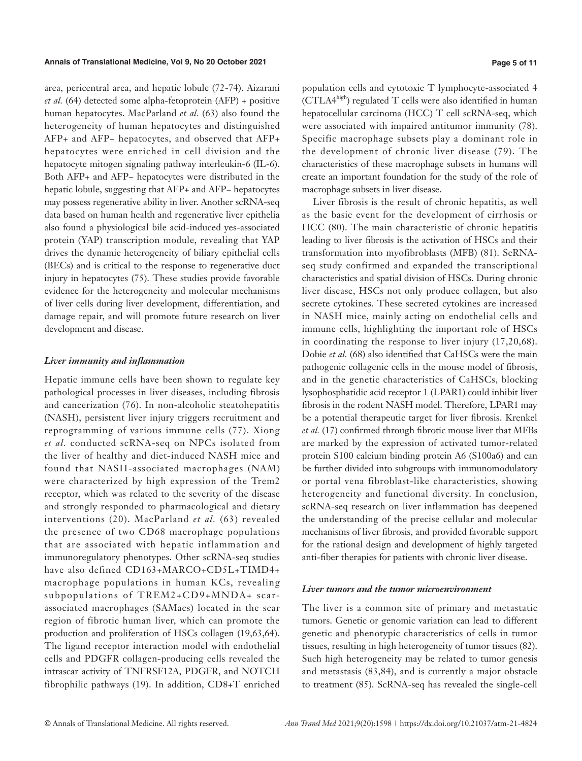area, pericentral area, and hepatic lobule (72-74). Aizarani *et al.* (64) detected some alpha-fetoprotein (AFP) + positive human hepatocytes. MacParland *et al.* (63) also found the heterogeneity of human hepatocytes and distinguished AFP+ and AFP− hepatocytes, and observed that AFP+ hepatocytes were enriched in cell division and the hepatocyte mitogen signaling pathway interleukin-6 (IL-6). Both AFP+ and AFP− hepatocytes were distributed in the hepatic lobule, suggesting that AFP+ and AFP− hepatocytes may possess regenerative ability in liver. Another scRNA-seq data based on human health and regenerative liver epithelia also found a physiological bile acid-induced yes-associated protein (YAP) transcription module, revealing that YAP drives the dynamic heterogeneity of biliary epithelial cells (BECs) and is critical to the response to regenerative duct injury in hepatocytes (75). These studies provide favorable evidence for the heterogeneity and molecular mechanisms of liver cells during liver development, differentiation, and damage repair, and will promote future research on liver development and disease.

### *Liver immunity and inflammation*

Hepatic immune cells have been shown to regulate key pathological processes in liver diseases, including fibrosis and cancerization (76). In non-alcoholic steatohepatitis (NASH), persistent liver injury triggers recruitment and reprogramming of various immune cells (77). Xiong *et al.* conducted scRNA-seq on NPCs isolated from the liver of healthy and diet-induced NASH mice and found that NASH-associated macrophages (NAM) were characterized by high expression of the Trem2 receptor, which was related to the severity of the disease and strongly responded to pharmacological and dietary interventions (20). MacParland *et al.* (63) revealed the presence of two CD68 macrophage populations that are associated with hepatic inflammation and immunoregulatory phenotypes. Other scRNA-seq studies have also defined CD163+MARCO+CD5L+TIMD4+ macrophage populations in human KCs, revealing subpopulations of TREM2+CD9+MNDA+ scar-associated macrophages (SAMacs) located in the scar region of fibrotic human liver, which can promote the production and proliferation of HSCs collagen (19,63,64). The ligand receptor interaction model with endothelial cells and PDGFR collagen-producing cells revealed the intrascar activity of TNFRSF12A, PDGFR, and NOTCH fibrophilic pathways (19). In addition, CD8+T enriched population cells and cytotoxic T lymphocyte-associated 4 ($CTLA4^{high}$) regulated T cells were also identified in human hepatocellular carcinoma (HCC) T cell scRNA-seq, which were associated with impaired antitumor immunity (78). Specific macrophage subsets play a dominant role in the development of chronic liver disease (79). The characteristics of these macrophage subsets in humans will create an important foundation for the study of the role of macrophage subsets in liver disease.

Liver fibrosis is the result of chronic hepatitis, as well as the basic event for the development of cirrhosis or HCC (80). The main characteristic of chronic hepatitis leading to liver fibrosis is the activation of HSCs and their transformation into myofibroblasts (MFB) (81). ScRNA-seq study confirmed and expanded the transcriptional characteristics and spatial division of HSCs. During chronic liver disease, HSCs not only produce collagen, but also secrete cytokines. These secreted cytokines are increased in NASH mice, mainly acting on endothelial cells and immune cells, highlighting the important role of HSCs in coordinating the response to liver injury (17,20,68). Dobie *et al.* (68) also identified that CaHSCs were the main pathogenic collagenic cells in the mouse model of fibrosis, and in the genetic characteristics of CaHSCs, blocking lysophosphatidic acid receptor 1 (LPAR1) could inhibit liver fibrosis in the rodent NASH model. Therefore, LPAR1 may be a potential therapeutic target for liver fibrosis. Krenkel *et al.* (17) confirmed through fibrotic mouse liver that MFBs are marked by the expression of activated tumor-related protein S100 calcium binding protein A6 (S100a6) and can be further divided into subgroups with immunomodulatory or portal vena fibroblast-like characteristics, showing heterogeneity and functional diversity. In conclusion, scRNA-seq research on liver inflammation has deepened the understanding of the precise cellular and molecular mechanisms of liver fibrosis, and provided favorable support for the rational design and development of highly targeted anti-fiber therapies for patients with chronic liver disease.

### *Liver tumors and the tumor microenvironment*

The liver is a common site of primary and metastatic tumors. Genetic or genomic variation can lead to different genetic and phenotypic characteristics of cells in tumor tissues, resulting in high heterogeneity of tumor tissues (82). Such high heterogeneity may be related to tumor genesis and metastasis (83,84), and is currently a major obstacle to treatment (85). ScRNA-seq has revealed the single-cell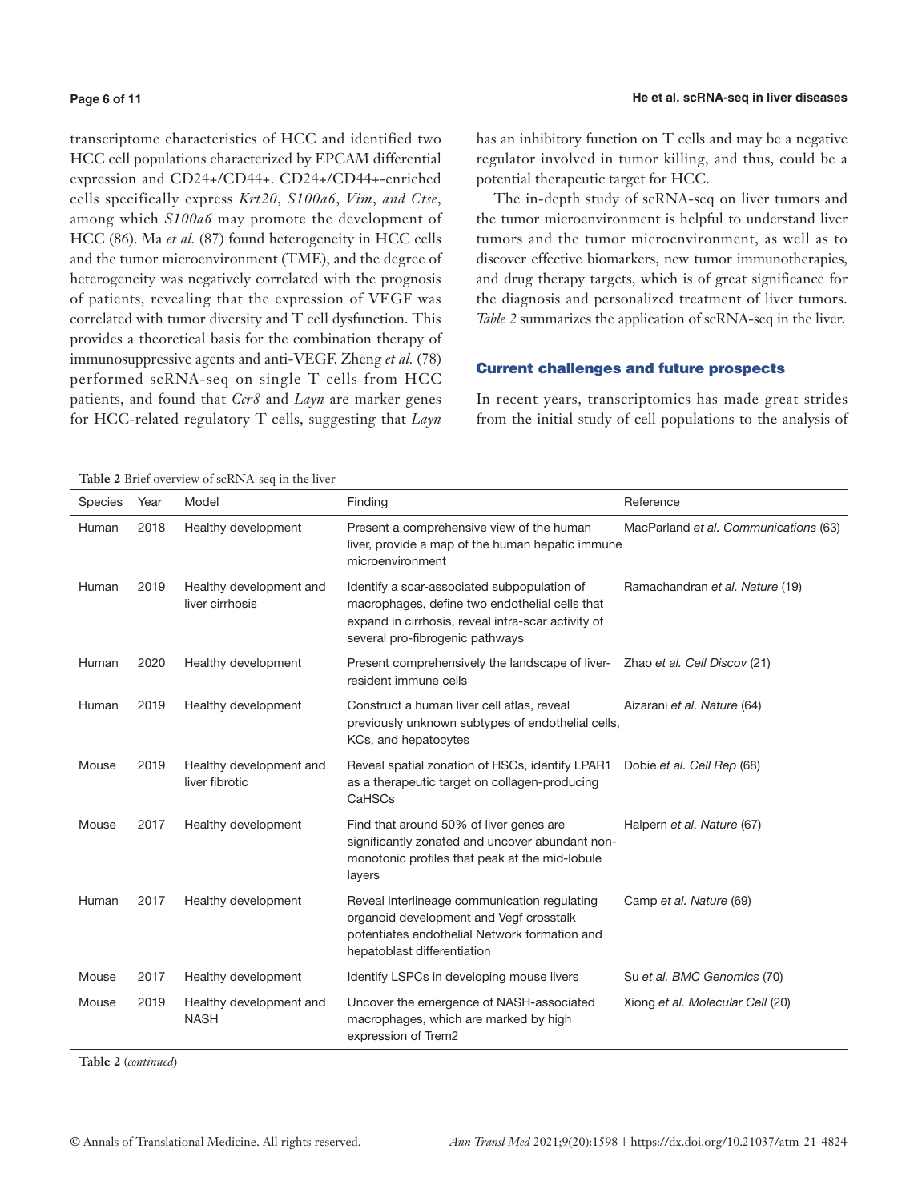transcriptome characteristics of HCC and identified two HCC cell populations characterized by EPCAM differential expression and CD24+/CD44+. CD24+/CD44+-enriched cells specifically express *Krt20*, *S100a6*, *Vim*, *and Ctse*, among which *S100a6* may promote the development of HCC (86). Ma *et al.* (87) found heterogeneity in HCC cells and the tumor microenvironment (TME), and the degree of heterogeneity was negatively correlated with the prognosis of patients, revealing that the expression of VEGF was correlated with tumor diversity and T cell dysfunction. This provides a theoretical basis for the combination therapy of immunosuppressive agents and anti-VEGF. Zheng *et al.* (78) performed scRNA-seq on single T cells from HCC patients, and found that *Ccr8* and *Layn* are marker genes for HCC-related regulatory T cells, suggesting that *Layn* has an inhibitory function on T cells and may be a negative regulator involved in tumor killing, and thus, could be a potential therapeutic target for HCC.

The in-depth study of scRNA-seq on liver tumors and the tumor microenvironment is helpful to understand liver tumors and the tumor microenvironment, as well as to discover effective biomarkers, new tumor immunotherapies, and drug therapy targets, which is of great significance for the diagnosis and personalized treatment of liver tumors. *Table 2* summarizes the application of scRNA-seq in the liver.

## Current challenges and future prospects

In recent years, transcriptomics has made great strides from the initial study of cell populations to the analysis of

**Table 2** Brief overview of scRNA-seq in the liver

| Species | Year | Model | Finding | Reference |
|---|---|---|---|---|
| Human | 2018 | Healthy development | Present a comprehensive view of the human liver, provide a map of the human hepatic immune microenvironment | MacParland *et al. Communications* (63) |
| Human | 2019 | Healthy development and liver cirrhosis | Identify a scar-associated subpopulation of macrophages, define two endothelial cells that expand in cirrhosis, reveal intra-scar activity of several pro-fibrogenic pathways | Ramachandran *et al. Nature* (19) |
| Human | 2020 | Healthy development | Present comprehensively the landscape of liver-resident immune cells | Zhao *et al. Cell Discov* (21) |
| Human | 2019 | Healthy development | Construct a human liver cell atlas, reveal previously unknown subtypes of endothelial cells, KCs, and hepatocytes | Aizarani *et al. Nature* (64) |
| Mouse | 2019 | Healthy development and liver fibrotic | Reveal spatial zonation of HSCs, identify LPAR1 as a therapeutic target on collagen-producing CaHSCs | Dobie *et al. Cell Rep* (68) |
| Mouse | 2017 | Healthy development | Find that around 50% of liver genes are significantly zonated and uncover abundant non-monotonic profiles that peak at the mid-lobule layers | Halpern *et al. Nature* (67) |
| Human | 2017 | Healthy development | Reveal interlineage communication regulating organoid development and Vegf crosstalk potentiates endothelial Network formation and hepatoblast differentiation | Camp *et al. Nature* (69) |
| Mouse | 2017 | Healthy development | Identify LSPCs in developing mouse livers | Su *et al. BMC Genomics* (70) |
| Mouse | 2019 | Healthy development and NASH | Uncover the emergence of NASH-associated macrophages, which are marked by high expression of Trem2 | Xiong *et al. Molecular Cell* (20) |

**Table 2** (*continued*)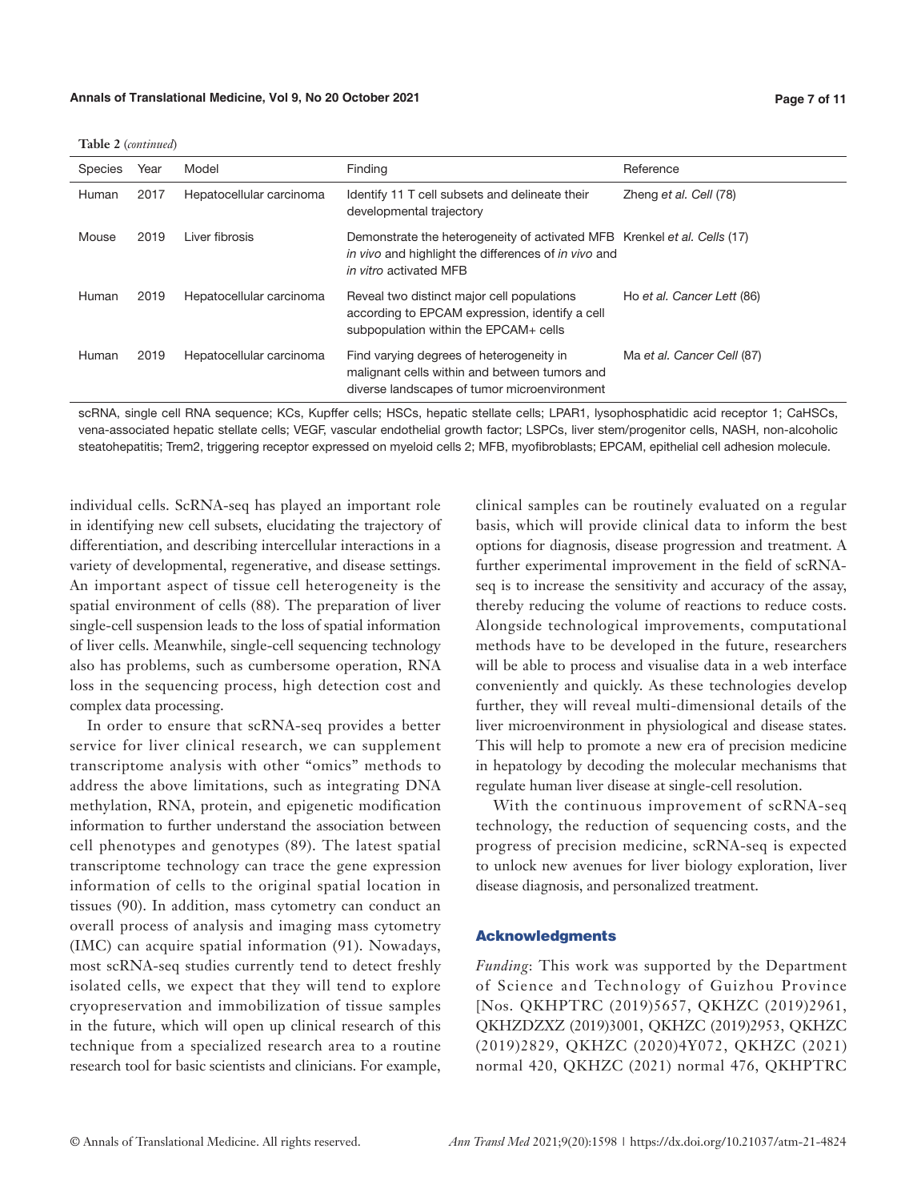**Table 2** *(continued)*

| Species | Year | Model | Finding | Reference |
|---|---|---|---|---|
| Human | 2017 | Hepatocellular carcinoma | Identify 11 T cell subsets and delineate their developmental trajectory | Zheng *et al. Cell* (78) |
| Mouse | 2019 | Liver fibrosis | Demonstrate the heterogeneity of activated MFB *in vivo* and highlight the differences of *in vivo* and *in vitro* activated MFB | Krenkel *et al. Cells* (17) |
| Human | 2019 | Hepatocellular carcinoma | Reveal two distinct major cell populations according to EPCAM expression, identify a cell subpopulation within the EPCAM+ cells | Ho *et al. Cancer Lett* (86) |
| Human | 2019 | Hepatocellular carcinoma | Find varying degrees of heterogeneity in malignant cells within and between tumors and diverse landscapes of tumor microenvironment | Ma *et al. Cancer Cell* (87) |

scRNA, single cell RNA sequence; KCs, Kupffer cells; HSCs, hepatic stellate cells; LPAR1, lysophosphatidic acid receptor 1; CaHSCs, vena-associated hepatic stellate cells; VEGF, vascular endothelial growth factor; LSPCs, liver stem/progenitor cells, NASH, non-alcoholic steatohepatitis; Trem2, triggering receptor expressed on myeloid cells 2; MFB, myofibroblasts; EPCAM, epithelial cell adhesion molecule.

individual cells. ScRNA-seq has played an important role in identifying new cell subsets, elucidating the trajectory of differentiation, and describing intercellular interactions in a variety of developmental, regenerative, and disease settings. An important aspect of tissue cell heterogeneity is the spatial environment of cells (88). The preparation of liver single-cell suspension leads to the loss of spatial information of liver cells. Meanwhile, single-cell sequencing technology also has problems, such as cumbersome operation, RNA loss in the sequencing process, high detection cost and complex data processing.

In order to ensure that scRNA-seq provides a better service for liver clinical research, we can supplement transcriptome analysis with other "omics" methods to address the above limitations, such as integrating DNA methylation, RNA, protein, and epigenetic modification information to further understand the association between cell phenotypes and genotypes (89). The latest spatial transcriptome technology can trace the gene expression information of cells to the original spatial location in tissues (90). In addition, mass cytometry can conduct an overall process of analysis and imaging mass cytometry (IMC) can acquire spatial information (91). Nowadays, most scRNA-seq studies currently tend to detect freshly isolated cells, we expect that they will tend to explore cryopreservation and immobilization of tissue samples in the future, which will open up clinical research of this technique from a specialized research area to a routine research tool for basic scientists and clinicians. For example, clinical samples can be routinely evaluated on a regular basis, which will provide clinical data to inform the best options for diagnosis, disease progression and treatment. A further experimental improvement in the field of scRNA-seq is to increase the sensitivity and accuracy of the assay, thereby reducing the volume of reactions to reduce costs. Alongside technological improvements, computational methods have to be developed in the future, researchers will be able to process and visualise data in a web interface conveniently and quickly. As these technologies develop further, they will reveal multi-dimensional details of the liver microenvironment in physiological and disease states. This will help to promote a new era of precision medicine in hepatology by decoding the molecular mechanisms that regulate human liver disease at single-cell resolution.

With the continuous improvement of scRNA-seq technology, the reduction of sequencing costs, and the progress of precision medicine, scRNA-seq is expected to unlock new avenues for liver biology exploration, liver disease diagnosis, and personalized treatment.

## Acknowledgments

*Funding*: This work was supported by the Department of Science and Technology of Guizhou Province [Nos. QKHPTRC (2019)5657, QKHZC (2019)2961, QKHZDZXZ (2019)3001, QKHZC (2019)2953, QKHZC (2019)2829, QKHZC (2020)4Y072, QKHZC (2021) normal 420, QKHZC (2021) normal 476, QKHPTRC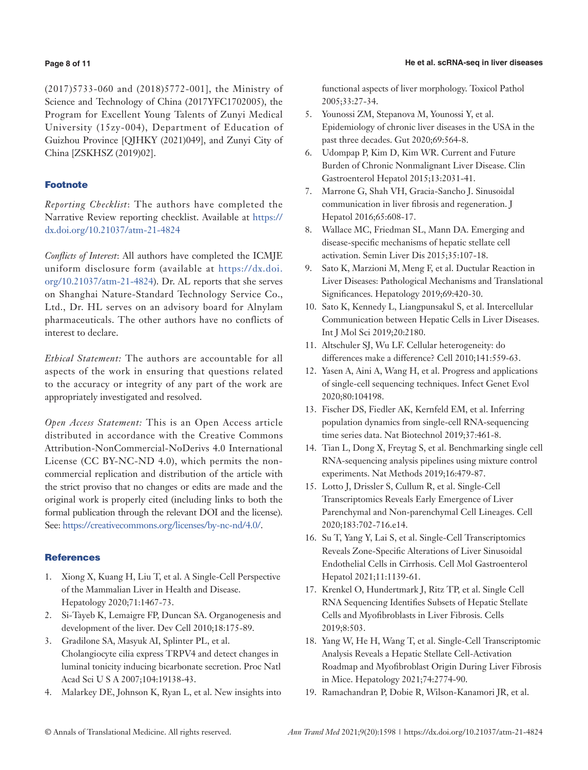(2017)5733-060 and (2018)5772-001], the Ministry of Science and Technology of China (2017YFC1702005), the Program for Excellent Young Talents of Zunyi Medical University (15zy-004), Department of Education of Guizhou Province [QJHKY (2021)049], and Zunyi City of China [ZSKHSZ (2019)02].

## Footnote

*Reporting Checklist*: The authors have completed the Narrative Review reporting checklist. Available at https://dx.doi.org/10.21037/atm-21-4824

*Conflicts of Interest*: All authors have completed the ICMJE uniform disclosure form (available at https://dx.doi.org/10.21037/atm-21-4824). Dr. AL reports that she serves on Shanghai Nature-Standard Technology Service Co., Ltd., Dr. HL serves on an advisory board for Alnylam pharmaceuticals. The other authors have no conflicts of interest to declare.

*Ethical Statement:* The authors are accountable for all aspects of the work in ensuring that questions related to the accuracy or integrity of any part of the work are appropriately investigated and resolved.

*Open Access Statement:* This is an Open Access article distributed in accordance with the Creative Commons Attribution-NonCommercial-NoDerivs 4.0 International License (CC BY-NC-ND 4.0), which permits the non-commercial replication and distribution of the article with the strict proviso that no changes or edits are made and the original work is properly cited (including links to both the formal publication through the relevant DOI and the license). See: https://creativecommons.org/licenses/by-nc-nd/4.0/.

## References

1. Xiong X, Kuang H, Liu T, et al. A Single-Cell Perspective of the Mammalian Liver in Health and Disease. Hepatology 2020;71:1467-73.
2. Si-Tayeb K, Lemaigre FP, Duncan SA. Organogenesis and development of the liver. Dev Cell 2010;18:175-89.
3. Gradilone SA, Masyuk AI, Splinter PL, et al. Cholangiocyte cilia express TRPV4 and detect changes in luminal tonicity inducing bicarbonate secretion. Proc Natl Acad Sci U S A 2007;104:19138-43.
4. Malarkey DE, Johnson K, Ryan L, et al. New insights into functional aspects of liver morphology. Toxicol Pathol 2005;33:27-34.
5. Younossi ZM, Stepanova M, Younossi Y, et al. Epidemiology of chronic liver diseases in the USA in the past three decades. Gut 2020;69:564-8.
6. Udompap P, Kim D, Kim WR. Current and Future Burden of Chronic Nonmalignant Liver Disease. Clin Gastroenterol Hepatol 2015;13:2031-41.
7. Marrone G, Shah VH, Gracia-Sancho J. Sinusoidal communication in liver fibrosis and regeneration. J Hepatol 2016;65:608-17.
8. Wallace MC, Friedman SL, Mann DA. Emerging and disease-specific mechanisms of hepatic stellate cell activation. Semin Liver Dis 2015;35:107-18.
9. Sato K, Marzioni M, Meng F, et al. Ductular Reaction in Liver Diseases: Pathological Mechanisms and Translational Significances. Hepatology 2019;69:420-30.
10. Sato K, Kennedy L, Liangpunsakul S, et al. Intercellular Communication between Hepatic Cells in Liver Diseases. Int J Mol Sci 2019;20:2180.
11. Altschuler SJ, Wu LF. Cellular heterogeneity: do differences make a difference? Cell 2010;141:559-63.
12. Yasen A, Aini A, Wang H, et al. Progress and applications of single-cell sequencing techniques. Infect Genet Evol 2020;80:104198.
13. Fischer DS, Fiedler AK, Kernfeld EM, et al. Inferring population dynamics from single-cell RNA-sequencing time series data. Nat Biotechnol 2019;37:461-8.
14. Tian L, Dong X, Freytag S, et al. Benchmarking single cell RNA-sequencing analysis pipelines using mixture control experiments. Nat Methods 2019;16:479-87.
15. Lotto J, Drissler S, Cullum R, et al. Single-Cell Transcriptomics Reveals Early Emergence of Liver Parenchymal and Non-parenchymal Cell Lineages. Cell 2020;183:702-716.e14.
16. Su T, Yang Y, Lai S, et al. Single-Cell Transcriptomics Reveals Zone-Specific Alterations of Liver Sinusoidal Endothelial Cells in Cirrhosis. Cell Mol Gastroenterol Hepatol 2021;11:1139-61.
17. Krenkel O, Hundertmark J, Ritz TP, et al. Single Cell RNA Sequencing Identifies Subsets of Hepatic Stellate Cells and Myofibroblasts in Liver Fibrosis. Cells 2019;8:503.
18. Yang W, He H, Wang T, et al. Single-Cell Transcriptomic Analysis Reveals a Hepatic Stellate Cell-Activation Roadmap and Myofibroblast Origin During Liver Fibrosis in Mice. Hepatology 2021;74:2774-90.
19. Ramachandran P, Dobie R, Wilson-Kanamori JR, et al.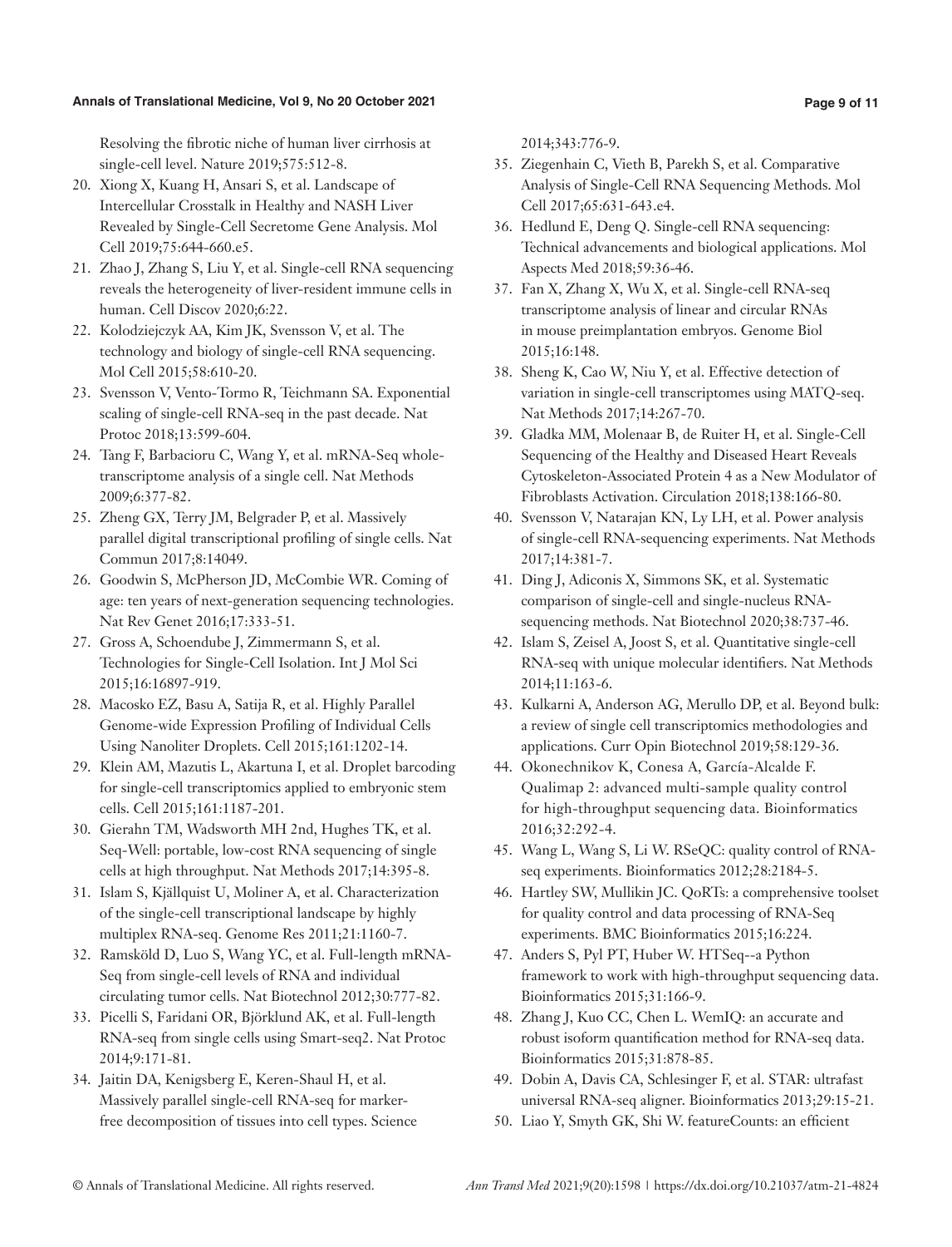Resolving the fibrotic niche of human liver cirrhosis at single-cell level. Nature 2019;575:512-8.

20. Xiong X, Kuang H, Ansari S, et al. Landscape of Intercellular Crosstalk in Healthy and NASH Liver Revealed by Single-Cell Secretome Gene Analysis. Mol Cell 2019;75:644-660.e5.
21. Zhao J, Zhang S, Liu Y, et al. Single-cell RNA sequencing reveals the heterogeneity of liver-resident immune cells in human. Cell Discov 2020;6:22.
22. Kolodziejczyk AA, Kim JK, Svensson V, et al. The technology and biology of single-cell RNA sequencing. Mol Cell 2015;58:610-20.
23. Svensson V, Vento-Tormo R, Teichmann SA. Exponential scaling of single-cell RNA-seq in the past decade. Nat Protoc 2018;13:599-604.
24. Tang F, Barbacioru C, Wang Y, et al. mRNA-Seq whole-transcriptome analysis of a single cell. Nat Methods 2009;6:377-82.
25. Zheng GX, Terry JM, Belgrader P, et al. Massively parallel digital transcriptional profiling of single cells. Nat Commun 2017;8:14049.
26. Goodwin S, McPherson JD, McCombie WR. Coming of age: ten years of next-generation sequencing technologies. Nat Rev Genet 2016;17:333-51.
27. Gross A, Schoendube J, Zimmermann S, et al. Technologies for Single-Cell Isolation. Int J Mol Sci 2015;16:16897-919.
28. Macosko EZ, Basu A, Satija R, et al. Highly Parallel Genome-wide Expression Profiling of Individual Cells Using Nanoliter Droplets. Cell 2015;161:1202-14.
29. Klein AM, Mazutis L, Akartuna I, et al. Droplet barcoding for single-cell transcriptomics applied to embryonic stem cells. Cell 2015;161:1187-201.
30. Gierahn TM, Wadsworth MH 2nd, Hughes TK, et al. Seq-Well: portable, low-cost RNA sequencing of single cells at high throughput. Nat Methods 2017;14:395-8.
31. Islam S, Kjällquist U, Moliner A, et al. Characterization of the single-cell transcriptional landscape by highly multiplex RNA-seq. Genome Res 2011;21:1160-7.
32. Ramsköld D, Luo S, Wang YC, et al. Full-length mRNA-Seq from single-cell levels of RNA and individual circulating tumor cells. Nat Biotechnol 2012;30:777-82.
33. Picelli S, Faridani OR, Björklund AK, et al. Full-length RNA-seq from single cells using Smart-seq2. Nat Protoc 2014;9:171-81.
34. Jaitin DA, Kenigsberg E, Keren-Shaul H, et al. Massively parallel single-cell RNA-seq for marker-free decomposition of tissues into cell types. Science 2014;343:776-9.
35. Ziegenhain C, Vieth B, Parekh S, et al. Comparative Analysis of Single-Cell RNA Sequencing Methods. Mol Cell 2017;65:631-643.e4.
36. Hedlund E, Deng Q. Single-cell RNA sequencing: Technical advancements and biological applications. Mol Aspects Med 2018;59:36-46.
37. Fan X, Zhang X, Wu X, et al. Single-cell RNA-seq transcriptome analysis of linear and circular RNAs in mouse preimplantation embryos. Genome Biol 2015;16:148.
38. Sheng K, Cao W, Niu Y, et al. Effective detection of variation in single-cell transcriptomes using MATQ-seq. Nat Methods 2017;14:267-70.
39. Gladka MM, Molenaar B, de Ruiter H, et al. Single-Cell Sequencing of the Healthy and Diseased Heart Reveals Cytoskeleton-Associated Protein 4 as a New Modulator of Fibroblasts Activation. Circulation 2018;138:166-80.
40. Svensson V, Natarajan KN, Ly LH, et al. Power analysis of single-cell RNA-sequencing experiments. Nat Methods 2017;14:381-7.
41. Ding J, Adiconis X, Simmons SK, et al. Systematic comparison of single-cell and single-nucleus RNA-sequencing methods. Nat Biotechnol 2020;38:737-46.
42. Islam S, Zeisel A, Joost S, et al. Quantitative single-cell RNA-seq with unique molecular identifiers. Nat Methods 2014;11:163-6.
43. Kulkarni A, Anderson AG, Merullo DP, et al. Beyond bulk: a review of single cell transcriptomics methodologies and applications. Curr Opin Biotechnol 2019;58:129-36.
44. Okonechnikov K, Conesa A, García-Alcalde F. Qualimap 2: advanced multi-sample quality control for high-throughput sequencing data. Bioinformatics 2016;32:292-4.
45. Wang L, Wang S, Li W. RSeQC: quality control of RNA-seq experiments. Bioinformatics 2012;28:2184-5.
46. Hartley SW, Mullikin JC. QoRTs: a comprehensive toolset for quality control and data processing of RNA-Seq experiments. BMC Bioinformatics 2015;16:224.
47. Anders S, Pyl PT, Huber W. HTSeq--a Python framework to work with high-throughput sequencing data. Bioinformatics 2015;31:166-9.
48. Zhang J, Kuo CC, Chen L. WemIQ: an accurate and robust isoform quantification method for RNA-seq data. Bioinformatics 2015;31:878-85.
49. Dobin A, Davis CA, Schlesinger F, et al. STAR: ultrafast universal RNA-seq aligner. Bioinformatics 2013;29:15-21.
50. Liao Y, Smyth GK, Shi W. featureCounts: an efficient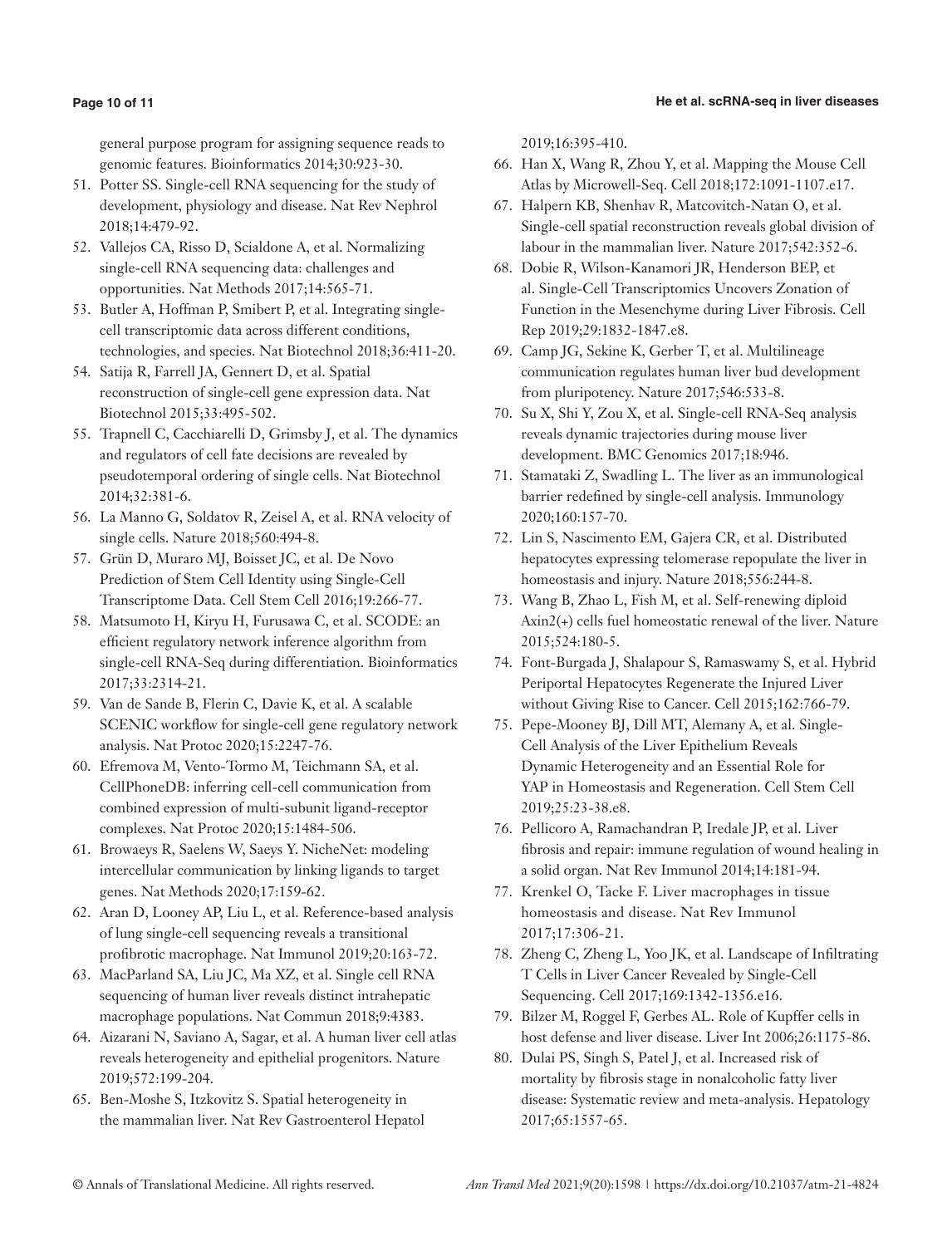general purpose program for assigning sequence reads to genomic features. Bioinformatics 2014;30:923-30.

51. Potter SS. Single-cell RNA sequencing for the study of development, physiology and disease. Nat Rev Nephrol 2018;14:479-92.
52. Vallejos CA, Risso D, Scialdone A, et al. Normalizing single-cell RNA sequencing data: challenges and opportunities. Nat Methods 2017;14:565-71.
53. Butler A, Hoffman P, Smibert P, et al. Integrating single-cell transcriptomic data across different conditions, technologies, and species. Nat Biotechnol 2018;36:411-20.
54. Satija R, Farrell JA, Gennert D, et al. Spatial reconstruction of single-cell gene expression data. Nat Biotechnol 2015;33:495-502.
55. Trapnell C, Cacchiarelli D, Grimsby J, et al. The dynamics and regulators of cell fate decisions are revealed by pseudotemporal ordering of single cells. Nat Biotechnol 2014;32:381-6.
56. La Manno G, Soldatov R, Zeisel A, et al. RNA velocity of single cells. Nature 2018;560:494-8.
57. Grün D, Muraro MJ, Boisset JC, et al. De Novo Prediction of Stem Cell Identity using Single-Cell Transcriptome Data. Cell Stem Cell 2016;19:266-77.
58. Matsumoto H, Kiryu H, Furusawa C, et al. SCODE: an efficient regulatory network inference algorithm from single-cell RNA-Seq during differentiation. Bioinformatics 2017;33:2314-21.
59. Van de Sande B, Flerin C, Davie K, et al. A scalable SCENIC workflow for single-cell gene regulatory network analysis. Nat Protoc 2020;15:2247-76.
60. Efremova M, Vento-Tormo M, Teichmann SA, et al. CellPhoneDB: inferring cell-cell communication from combined expression of multi-subunit ligand-receptor complexes. Nat Protoc 2020;15:1484-506.
61. Browaeys R, Saelens W, Saeys Y. NicheNet: modeling intercellular communication by linking ligands to target genes. Nat Methods 2020;17:159-62.
62. Aran D, Looney AP, Liu L, et al. Reference-based analysis of lung single-cell sequencing reveals a transitional profibrotic macrophage. Nat Immunol 2019;20:163-72.
63. MacParland SA, Liu JC, Ma XZ, et al. Single cell RNA sequencing of human liver reveals distinct intrahepatic macrophage populations. Nat Commun 2018;9:4383.
64. Aizarani N, Saviano A, Sagar, et al. A human liver cell atlas reveals heterogeneity and epithelial progenitors. Nature 2019;572:199-204.
65. Ben-Moshe S, Itzkovitz S. Spatial heterogeneity in the mammalian liver. Nat Rev Gastroenterol Hepatol 2019;16:395-410.
66. Han X, Wang R, Zhou Y, et al. Mapping the Mouse Cell Atlas by Microwell-Seq. Cell 2018;172:1091-1107.e17.
67. Halpern KB, Shenhav R, Matcovitch-Natan O, et al. Single-cell spatial reconstruction reveals global division of labour in the mammalian liver. Nature 2017;542:352-6.
68. Dobie R, Wilson-Kanamori JR, Henderson BEP, et al. Single-Cell Transcriptomics Uncovers Zonation of Function in the Mesenchyme during Liver Fibrosis. Cell Rep 2019;29:1832-1847.e8.
69. Camp JG, Sekine K, Gerber T, et al. Multilineage communication regulates human liver bud development from pluripotency. Nature 2017;546:533-8.
70. Su X, Shi Y, Zou X, et al. Single-cell RNA-Seq analysis reveals dynamic trajectories during mouse liver development. BMC Genomics 2017;18:946.
71. Stamataki Z, Swadling L. The liver as an immunological barrier redefined by single-cell analysis. Immunology 2020;160:157-70.
72. Lin S, Nascimento EM, Gajera CR, et al. Distributed hepatocytes expressing telomerase repopulate the liver in homeostasis and injury. Nature 2018;556:244-8.
73. Wang B, Zhao L, Fish M, et al. Self-renewing diploid Axin2(+) cells fuel homeostatic renewal of the liver. Nature 2015;524:180-5.
74. Font-Burgada J, Shalapour S, Ramaswamy S, et al. Hybrid Periportal Hepatocytes Regenerate the Injured Liver without Giving Rise to Cancer. Cell 2015;162:766-79.
75. Pepe-Mooney BJ, Dill MT, Alemany A, et al. Single-Cell Analysis of the Liver Epithelium Reveals Dynamic Heterogeneity and an Essential Role for YAP in Homeostasis and Regeneration. Cell Stem Cell 2019;25:23-38.e8.
76. Pellicoro A, Ramachandran P, Iredale JP, et al. Liver fibrosis and repair: immune regulation of wound healing in a solid organ. Nat Rev Immunol 2014;14:181-94.
77. Krenkel O, Tacke F. Liver macrophages in tissue homeostasis and disease. Nat Rev Immunol 2017;17:306-21.
78. Zheng C, Zheng L, Yoo JK, et al. Landscape of Infiltrating T Cells in Liver Cancer Revealed by Single-Cell Sequencing. Cell 2017;169:1342-1356.e16.
79. Bilzer M, Roggel F, Gerbes AL. Role of Kupffer cells in host defense and liver disease. Liver Int 2006;26:1175-86.
80. Dulai PS, Singh S, Patel J, et al. Increased risk of mortality by fibrosis stage in nonalcoholic fatty liver disease: Systematic review and meta-analysis. Hepatology 2017;65:1557-65.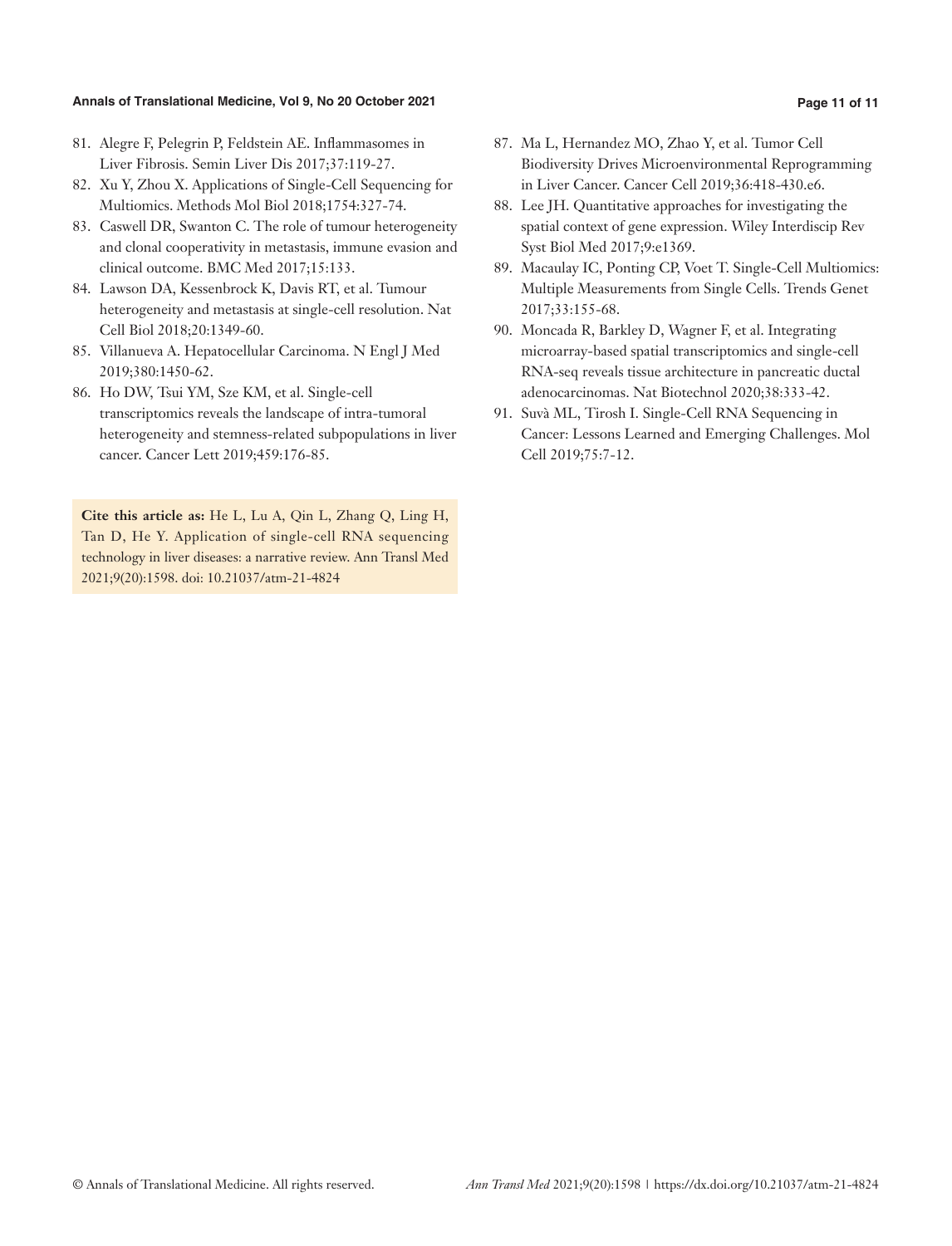81. Alegre F, Pelegrin P, Feldstein AE. Inflammasomes in Liver Fibrosis. Semin Liver Dis 2017;37:119-27.
82. Xu Y, Zhou X. Applications of Single-Cell Sequencing for Multiomics. Methods Mol Biol 2018;1754:327-74.
83. Caswell DR, Swanton C. The role of tumour heterogeneity and clonal cooperativity in metastasis, immune evasion and clinical outcome. BMC Med 2017;15:133.
84. Lawson DA, Kessenbrock K, Davis RT, et al. Tumour heterogeneity and metastasis at single-cell resolution. Nat Cell Biol 2018;20:1349-60.
85. Villanueva A. Hepatocellular Carcinoma. N Engl J Med 2019;380:1450-62.
86. Ho DW, Tsui YM, Sze KM, et al. Single-cell transcriptomics reveals the landscape of intra-tumoral heterogeneity and stemness-related subpopulations in liver cancer. Cancer Lett 2019;459:176-85.
87. Ma L, Hernandez MO, Zhao Y, et al. Tumor Cell Biodiversity Drives Microenvironmental Reprogramming in Liver Cancer. Cancer Cell 2019;36:418-430.e6.
88. Lee JH. Quantitative approaches for investigating the spatial context of gene expression. Wiley Interdiscip Rev Syst Biol Med 2017;9:e1369.
89. Macaulay IC, Ponting CP, Voet T. Single-Cell Multiomics: Multiple Measurements from Single Cells. Trends Genet 2017;33:155-68.
90. Moncada R, Barkley D, Wagner F, et al. Integrating microarray-based spatial transcriptomics and single-cell RNA-seq reveals tissue architecture in pancreatic ductal adenocarcinomas. Nat Biotechnol 2020;38:333-42.
91. Suvà ML, Tirosh I. Single-Cell RNA Sequencing in Cancer: Lessons Learned and Emerging Challenges. Mol Cell 2019;75:7-12.

**Cite this article as:** He L, Lu A, Qin L, Zhang Q, Ling H, Tan D, He Y. Application of single-cell RNA sequencing technology in liver diseases: a narrative review. Ann Transl Med 2021;9(20):1598. doi: 10.21037/atm-21-4824